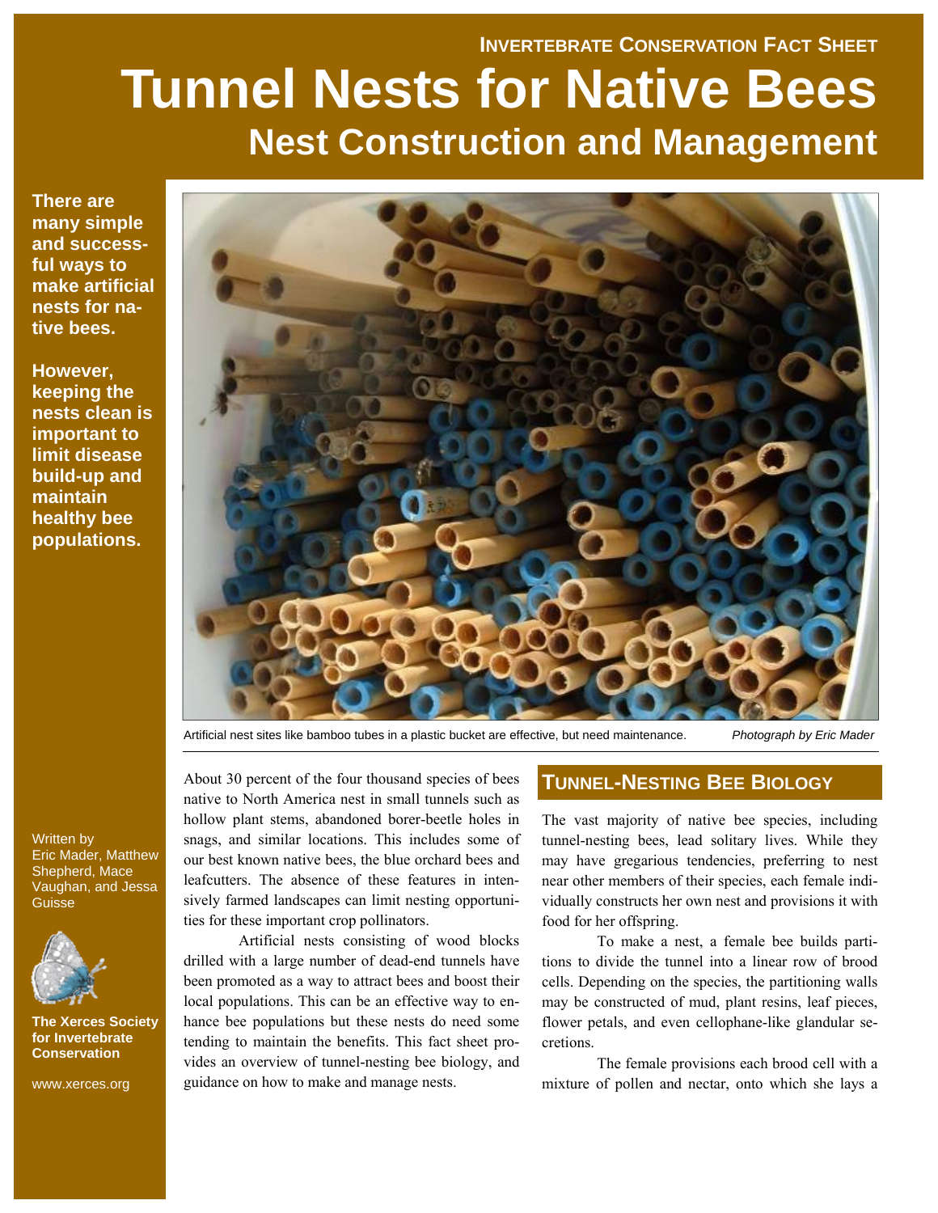INVERTEBRATE CONSERVATION FACT SHEET

# Tunnel Nests for Native Bees

## Nest Construction and Management

**There are many simple and successful ways to make artificial nests for native bees.**

**However, keeping the nests clean is important to limit disease build-up and maintain healthy bee populations.**

Written by Eric Mader, Matthew Shepherd, Mace Vaughan, and Jessa Guisse

**The Xerces Society for Invertebrate Conservation**

www.xerces.org

Artificial nest sites like bamboo tubes in a plastic bucket are effective, but need maintenance. *Photograph by Eric Mader*

About 30 percent of the four thousand species of bees native to North America nest in small tunnels such as hollow plant stems, abandoned borer-beetle holes in snags, and similar locations. This includes some of our best known native bees, the blue orchard bees and leafcutters. The absence of these features in intensively farmed landscapes can limit nesting opportunities for these important crop pollinators.

Artificial nests consisting of wood blocks drilled with a large number of dead-end tunnels have been promoted as a way to attract bees and boost their local populations. This can be an effective way to enhance bee populations but these nests do need some tending to maintain the benefits. This fact sheet provides an overview of tunnel-nesting bee biology, and guidance on how to make and manage nests.

## TUNNEL-NESTING BEE BIOLOGY

The vast majority of native bee species, including tunnel-nesting bees, lead solitary lives. While they may have gregarious tendencies, preferring to nest near other members of their species, each female individually constructs her own nest and provisions it with food for her offspring.

To make a nest, a female bee builds partitions to divide the tunnel into a linear row of brood cells. Depending on the species, the partitioning walls may be constructed of mud, plant resins, leaf pieces, flower petals, and even cellophane-like glandular secretions.

The female provisions each brood cell with a mixture of pollen and nectar, onto which she lays a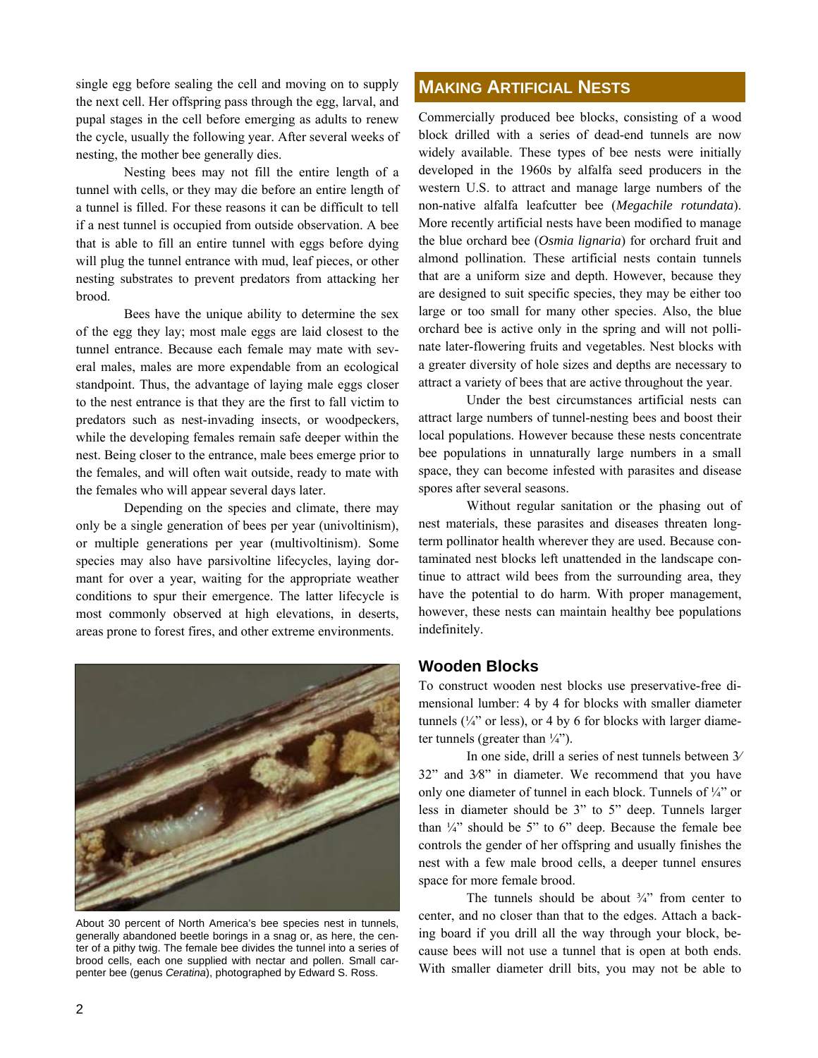single egg before sealing the cell and moving on to supply the next cell. Her offspring pass through the egg, larval, and pupal stages in the cell before emerging as adults to renew the cycle, usually the following year. After several weeks of nesting, the mother bee generally dies.

Nesting bees may not fill the entire length of a tunnel with cells, or they may die before an entire length of a tunnel is filled. For these reasons it can be difficult to tell if a nest tunnel is occupied from outside observation. A bee that is able to fill an entire tunnel with eggs before dying will plug the tunnel entrance with mud, leaf pieces, or other nesting substrates to prevent predators from attacking her brood.

Bees have the unique ability to determine the sex of the egg they lay; most male eggs are laid closest to the tunnel entrance. Because each female may mate with several males, males are more expendable from an ecological standpoint. Thus, the advantage of laying male eggs closer to the nest entrance is that they are the first to fall victim to predators such as nest-invading insects, or woodpeckers, while the developing females remain safe deeper within the nest. Being closer to the entrance, male bees emerge prior to the females, and will often wait outside, ready to mate with the females who will appear several days later.

Depending on the species and climate, there may only be a single generation of bees per year (univoltinism), or multiple generations per year (multivoltinism). Some species may also have parsivoltine lifecycles, laying dormant for over a year, waiting for the appropriate weather conditions to spur their emergence. The latter lifecycle is most commonly observed at high elevations, in deserts, areas prone to forest fires, and other extreme environments.

About 30 percent of North America's bee species nest in tunnels, generally abandoned beetle borings in a snag or, as here, the center of a pithy twig. The female bee divides the tunnel into a series of brood cells, each one supplied with nectar and pollen. Small carpenter bee (genus *Ceratina*), photographed by Edward S. Ross.

## Making Artificial Nests

Commercially produced bee blocks, consisting of a wood block drilled with a series of dead-end tunnels are now widely available. These types of bee nests were initially developed in the 1960s by alfalfa seed producers in the western U.S. to attract and manage large numbers of the non-native alfalfa leafcutter bee (*Megachile rotundata*). More recently artificial nests have been modified to manage the blue orchard bee (*Osmia lignaria*) for orchard fruit and almond pollination. These artificial nests contain tunnels that are a uniform size and depth. However, because they are designed to suit specific species, they may be either too large or too small for many other species. Also, the blue orchard bee is active only in the spring and will not pollinate later-flowering fruits and vegetables. Nest blocks with a greater diversity of hole sizes and depths are necessary to attract a variety of bees that are active throughout the year.

Under the best circumstances artificial nests can attract large numbers of tunnel-nesting bees and boost their local populations. However because these nests concentrate bee populations in unnaturally large numbers in a small space, they can become infested with parasites and disease spores after several seasons.

Without regular sanitation or the phasing out of nest materials, these parasites and diseases threaten long-term pollinator health wherever they are used. Because contaminated nest blocks left unattended in the landscape continue to attract wild bees from the surrounding area, they have the potential to do harm. With proper management, however, these nests can maintain healthy bee populations indefinitely.

### Wooden Blocks

To construct wooden nest blocks use preservative-free dimensional lumber: 4 by 4 for blocks with smaller diameter tunnels (¼" or less), or 4 by 6 for blocks with larger diameter tunnels (greater than ¼").

In one side, drill a series of nest tunnels between 3⁄32" and 3⁄8" in diameter. We recommend that you have only one diameter of tunnel in each block. Tunnels of ¼" or less in diameter should be 3" to 5" deep. Tunnels larger than ¼" should be 5" to 6" deep. Because the female bee controls the gender of her offspring and usually finishes the nest with a few male brood cells, a deeper tunnel ensures space for more female brood.

The tunnels should be about ¾" from center to center, and no closer than that to the edges. Attach a backing board if you drill all the way through your block, because bees will not use a tunnel that is open at both ends. With smaller diameter drill bits, you may not be able to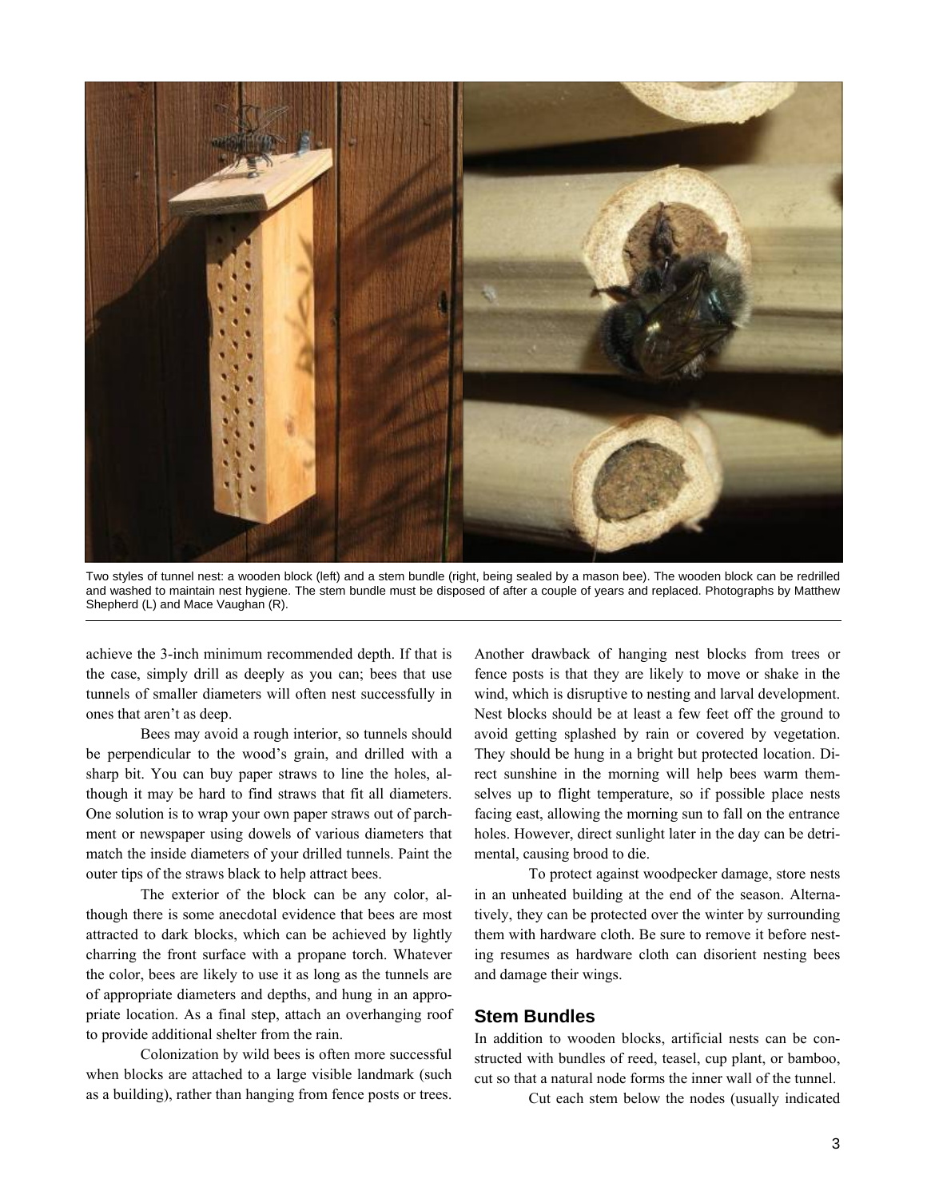Two styles of tunnel nest: a wooden block (left) and a stem bundle (right, being sealed by a mason bee). The wooden block can be redrilled and washed to maintain nest hygiene. The stem bundle must be disposed of after a couple of years and replaced. Photographs by Matthew Shepherd (L) and Mace Vaughan (R).

achieve the 3-inch minimum recommended depth. If that is the case, simply drill as deeply as you can; bees that use tunnels of smaller diameters will often nest successfully in ones that aren't as deep.

Bees may avoid a rough interior, so tunnels should be perpendicular to the wood's grain, and drilled with a sharp bit. You can buy paper straws to line the holes, although it may be hard to find straws that fit all diameters. One solution is to wrap your own paper straws out of parchment or newspaper using dowels of various diameters that match the inside diameters of your drilled tunnels. Paint the outer tips of the straws black to help attract bees.

The exterior of the block can be any color, although there is some anecdotal evidence that bees are most attracted to dark blocks, which can be achieved by lightly charring the front surface with a propane torch. Whatever the color, bees are likely to use it as long as the tunnels are of appropriate diameters and depths, and hung in an appropriate location. As a final step, attach an overhanging roof to provide additional shelter from the rain.

Colonization by wild bees is often more successful when blocks are attached to a large visible landmark (such as a building), rather than hanging from fence posts or trees. Another drawback of hanging nest blocks from trees or fence posts is that they are likely to move or shake in the wind, which is disruptive to nesting and larval development. Nest blocks should be at least a few feet off the ground to avoid getting splashed by rain or covered by vegetation. They should be hung in a bright but protected location. Direct sunshine in the morning will help bees warm themselves up to flight temperature, so if possible place nests facing east, allowing the morning sun to fall on the entrance holes. However, direct sunlight later in the day can be detrimental, causing brood to die.

To protect against woodpecker damage, store nests in an unheated building at the end of the season. Alternatively, they can be protected over the winter by surrounding them with hardware cloth. Be sure to remove it before nesting resumes as hardware cloth can disorient nesting bees and damage their wings.

## Stem Bundles

In addition to wooden blocks, artificial nests can be constructed with bundles of reed, teasel, cup plant, or bamboo, cut so that a natural node forms the inner wall of the tunnel.

Cut each stem below the nodes (usually indicated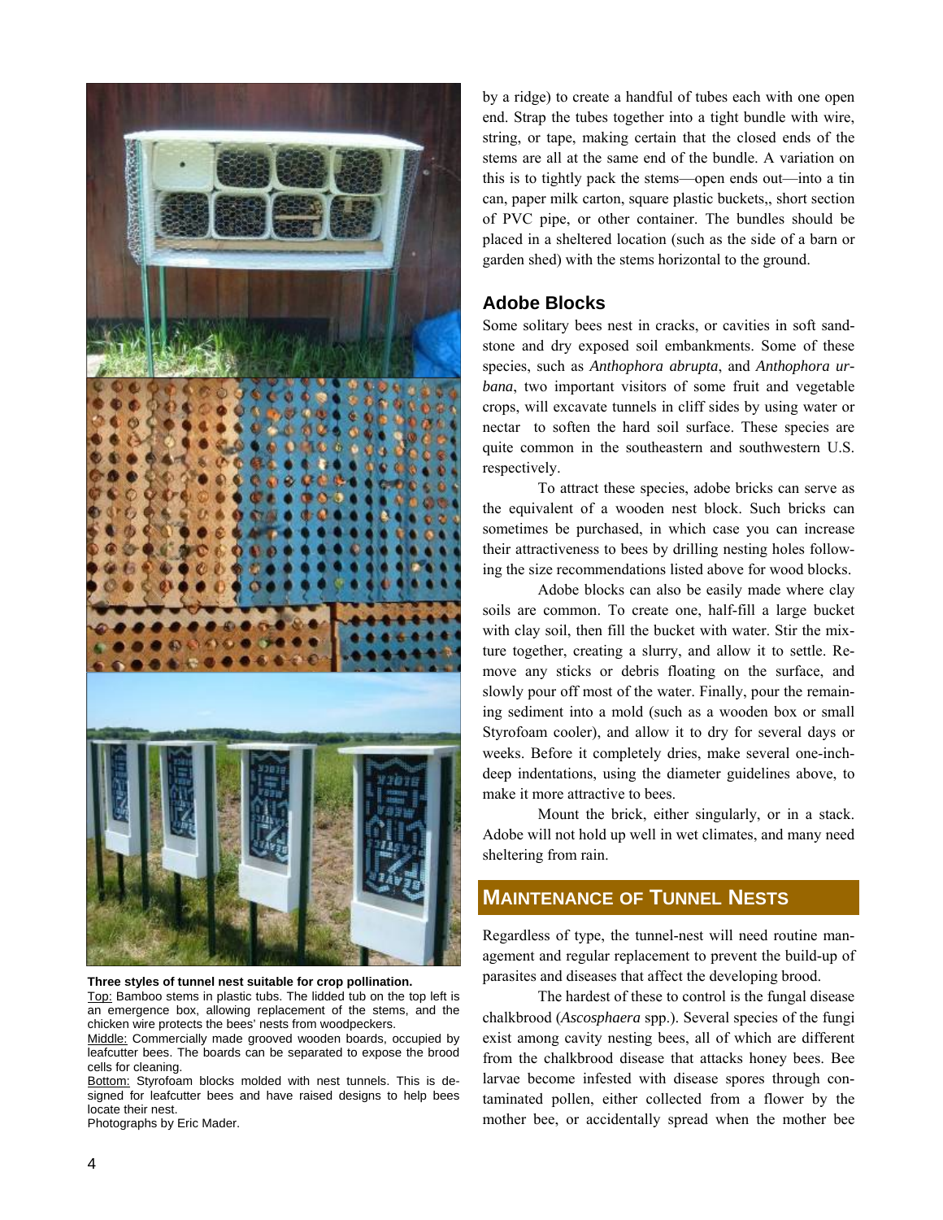**Three styles of tunnel nest suitable for crop pollination.**

Top: Bamboo stems in plastic tubs. The lidded tub on the top left is an emergence box, allowing replacement of the stems, and the chicken wire protects the bees' nests from woodpeckers.

Middle: Commercially made grooved wooden boards, occupied by leafcutter bees. The boards can be separated to expose the brood cells for cleaning.

Bottom: Styrofoam blocks molded with nest tunnels. This is designed for leafcutter bees and have raised designs to help bees locate their nest.

Photographs by Eric Mader.

by a ridge) to create a handful of tubes each with one open end. Strap the tubes together into a tight bundle with wire, string, or tape, making certain that the closed ends of the stems are all at the same end of the bundle. A variation on this is to tightly pack the stems—open ends out—into a tin can, paper milk carton, square plastic buckets,, short section of PVC pipe, or other container. The bundles should be placed in a sheltered location (such as the side of a barn or garden shed) with the stems horizontal to the ground.

### Adobe Blocks

Some solitary bees nest in cracks, or cavities in soft sandstone and dry exposed soil embankments. Some of these species, such as *Anthophora abrupta*, and *Anthophora urbana*, two important visitors of some fruit and vegetable crops, will excavate tunnels in cliff sides by using water or nectar to soften the hard soil surface. These species are quite common in the southeastern and southwestern U.S. respectively.

To attract these species, adobe bricks can serve as the equivalent of a wooden nest block. Such bricks can sometimes be purchased, in which case you can increase their attractiveness to bees by drilling nesting holes following the size recommendations listed above for wood blocks.

Adobe blocks can also be easily made where clay soils are common. To create one, half-fill a large bucket with clay soil, then fill the bucket with water. Stir the mixture together, creating a slurry, and allow it to settle. Remove any sticks or debris floating on the surface, and slowly pour off most of the water. Finally, pour the remaining sediment into a mold (such as a wooden box or small Styrofoam cooler), and allow it to dry for several days or weeks. Before it completely dries, make several one-inch-deep indentations, using the diameter guidelines above, to make it more attractive to bees.

Mount the brick, either singularly, or in a stack. Adobe will not hold up well in wet climates, and many need sheltering from rain.

## Maintenance of Tunnel Nests

Regardless of type, the tunnel-nest will need routine management and regular replacement to prevent the build-up of parasites and diseases that affect the developing brood.

The hardest of these to control is the fungal disease chalkbrood (*Ascosphaera* spp.). Several species of the fungi exist among cavity nesting bees, all of which are different from the chalkbrood disease that attacks honey bees. Bee larvae become infested with disease spores through contaminated pollen, either collected from a flower by the mother bee, or accidentally spread when the mother bee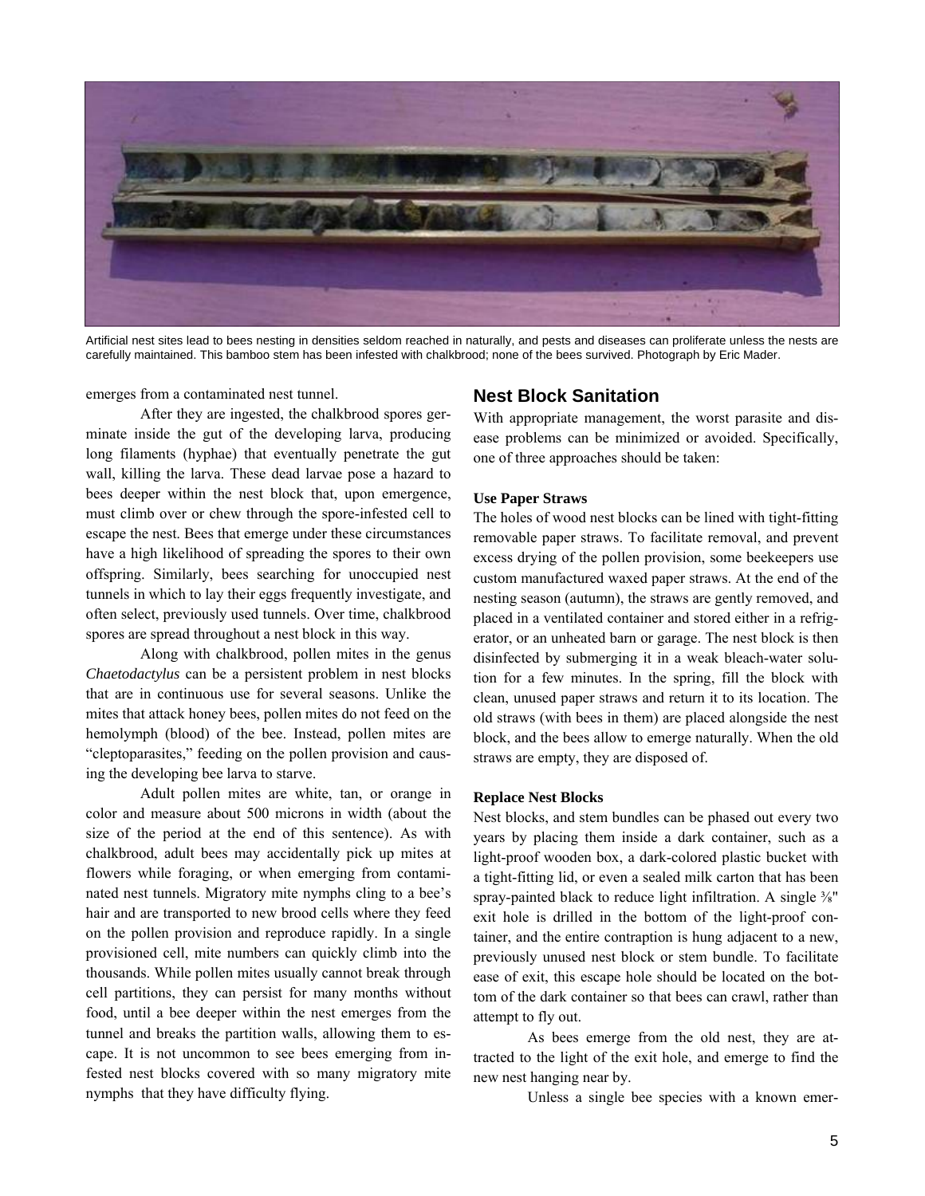Artificial nest sites lead to bees nesting in densities seldom reached in naturally, and pests and diseases can proliferate unless the nests are carefully maintained. This bamboo stem has been infested with chalkbrood; none of the bees survived. Photograph by Eric Mader.

emerges from a contaminated nest tunnel.

After they are ingested, the chalkbrood spores germinate inside the gut of the developing larva, producing long filaments (hyphae) that eventually penetrate the gut wall, killing the larva. These dead larvae pose a hazard to bees deeper within the nest block that, upon emergence, must climb over or chew through the spore-infested cell to escape the nest. Bees that emerge under these circumstances have a high likelihood of spreading the spores to their own offspring. Similarly, bees searching for unoccupied nest tunnels in which to lay their eggs frequently investigate, and often select, previously used tunnels. Over time, chalkbrood spores are spread throughout a nest block in this way.

Along with chalkbrood, pollen mites in the genus *Chaetodactylus* can be a persistent problem in nest blocks that are in continuous use for several seasons. Unlike the mites that attack honey bees, pollen mites do not feed on the hemolymph (blood) of the bee. Instead, pollen mites are "cleptoparasites," feeding on the pollen provision and causing the developing bee larva to starve.

Adult pollen mites are white, tan, or orange in color and measure about 500 microns in width (about the size of the period at the end of this sentence). As with chalkbrood, adult bees may accidentally pick up mites at flowers while foraging, or when emerging from contaminated nest tunnels. Migratory mite nymphs cling to a bee's hair and are transported to new brood cells where they feed on the pollen provision and reproduce rapidly. In a single provisioned cell, mite numbers can quickly climb into the thousands. While pollen mites usually cannot break through cell partitions, they can persist for many months without food, until a bee deeper within the nest emerges from the tunnel and breaks the partition walls, allowing them to escape. It is not uncommon to see bees emerging from infested nest blocks covered with so many migratory mite nymphs that they have difficulty flying.

## Nest Block Sanitation

With appropriate management, the worst parasite and disease problems can be minimized or avoided. Specifically, one of three approaches should be taken:

**Use Paper Straws**

The holes of wood nest blocks can be lined with tight-fitting removable paper straws. To facilitate removal, and prevent excess drying of the pollen provision, some beekeepers use custom manufactured waxed paper straws. At the end of the nesting season (autumn), the straws are gently removed, and placed in a ventilated container and stored either in a refrigerator, or an unheated barn or garage. The nest block is then disinfected by submerging it in a weak bleach-water solution for a few minutes. In the spring, fill the block with clean, unused paper straws and return it to its location. The old straws (with bees in them) are placed alongside the nest block, and the bees allow to emerge naturally. When the old straws are empty, they are disposed of.

**Replace Nest Blocks**

Nest blocks, and stem bundles can be phased out every two years by placing them inside a dark container, such as a light-proof wooden box, a dark-colored plastic bucket with a tight-fitting lid, or even a sealed milk carton that has been spray-painted black to reduce light infiltration. A single ⅜" exit hole is drilled in the bottom of the light-proof container, and the entire contraption is hung adjacent to a new, previously unused nest block or stem bundle. To facilitate ease of exit, this escape hole should be located on the bottom of the dark container so that bees can crawl, rather than attempt to fly out.

As bees emerge from the old nest, they are attracted to the light of the exit hole, and emerge to find the new nest hanging near by.

Unless a single bee species with a known emer-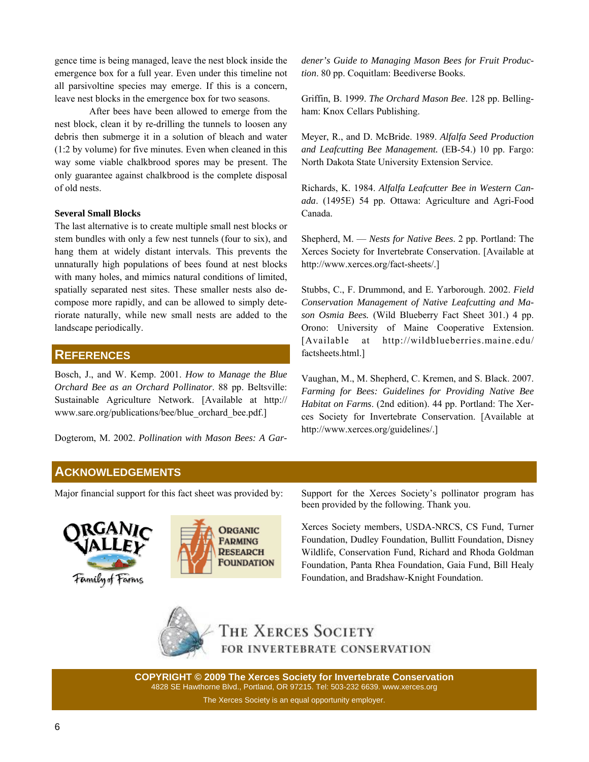gence time is being managed, leave the nest block inside the emergence box for a full year. Even under this timeline not all parsivoltine species may emerge. If this is a concern, leave nest blocks in the emergence box for two seasons.

After bees have been allowed to emerge from the nest block, clean it by re-drilling the tunnels to loosen any debris then submerge it in a solution of bleach and water (1:2 by volume) for five minutes. Even when cleaned in this way some viable chalkbrood spores may be present. The only guarantee against chalkbrood is the complete disposal of old nests.

**Several Small Blocks**

The last alternative is to create multiple small nest blocks or stem bundles with only a few nest tunnels (four to six), and hang them at widely distant intervals. This prevents the unnaturally high populations of bees found at nest blocks with many holes, and mimics natural conditions of limited, spatially separated nest sites. These smaller nests also decompose more rapidly, and can be allowed to simply deteriorate naturally, while new small nests are added to the landscape periodically.

## References

Bosch, J., and W. Kemp. 2001. *How to Manage the Blue Orchard Bee as an Orchard Pollinator*. 88 pp. Beltsville: Sustainable Agriculture Network. [Available at http://www.sare.org/publications/bee/blue_orchard_bee.pdf.]

Dogterom, M. 2002. *Pollination with Mason Bees: A Gardener's Guide to Managing Mason Bees for Fruit Production*. 80 pp. Coquitlam: Beediverse Books.

Griffin, B. 1999. *The Orchard Mason Bee*. 128 pp. Bellingham: Knox Cellars Publishing.

Meyer, R., and D. McBride. 1989. *Alfalfa Seed Production and Leafcutting Bee Management.* (EB-54.) 10 pp. Fargo: North Dakota State University Extension Service.

Richards, K. 1984. *Alfalfa Leafcutter Bee in Western Canada*. (1495E) 54 pp. Ottawa: Agriculture and Agri-Food Canada.

Shepherd, M. — *Nests for Native Bees*. 2 pp. Portland: The Xerces Society for Invertebrate Conservation. [Available at http://www.xerces.org/fact-sheets/.]

Stubbs, C., F. Drummond, and E. Yarborough. 2002. *Field Conservation Management of Native Leafcutting and Mason Osmia Bees.* (Wild Blueberry Fact Sheet 301.) 4 pp. Orono: University of Maine Cooperative Extension. [Available at http://wildblueberries.maine.edu/factsheets.html.]

Vaughan, M., M. Shepherd, C. Kremen, and S. Black. 2007. *Farming for Bees: Guidelines for Providing Native Bee Habitat on Farms*. (2nd edition). 44 pp. Portland: The Xerces Society for Invertebrate Conservation. [Available at http://www.xerces.org/guidelines/.]

## Acknowledgements

Major financial support for this fact sheet was provided by:

Organic Valley Family of Farms

Organic Farming Research Foundation

Support for the Xerces Society's pollinator program has been provided by the following. Thank you.

Xerces Society members, USDA-NRCS, CS Fund, Turner Foundation, Dudley Foundation, Bullitt Foundation, Disney Wildlife, Conservation Fund, Richard and Rhoda Goldman Foundation, Panta Rhea Foundation, Gaia Fund, Bill Healy Foundation, and Bradshaw-Knight Foundation.

The Xerces Society for Invertebrate Conservation

**COPYRIGHT © 2009 The Xerces Society for Invertebrate Conservation**
4828 SE Hawthorne Blvd., Portland, OR 97215. Tel: 503-232 6639. www.xerces.org

The Xerces Society is an equal opportunity employer.